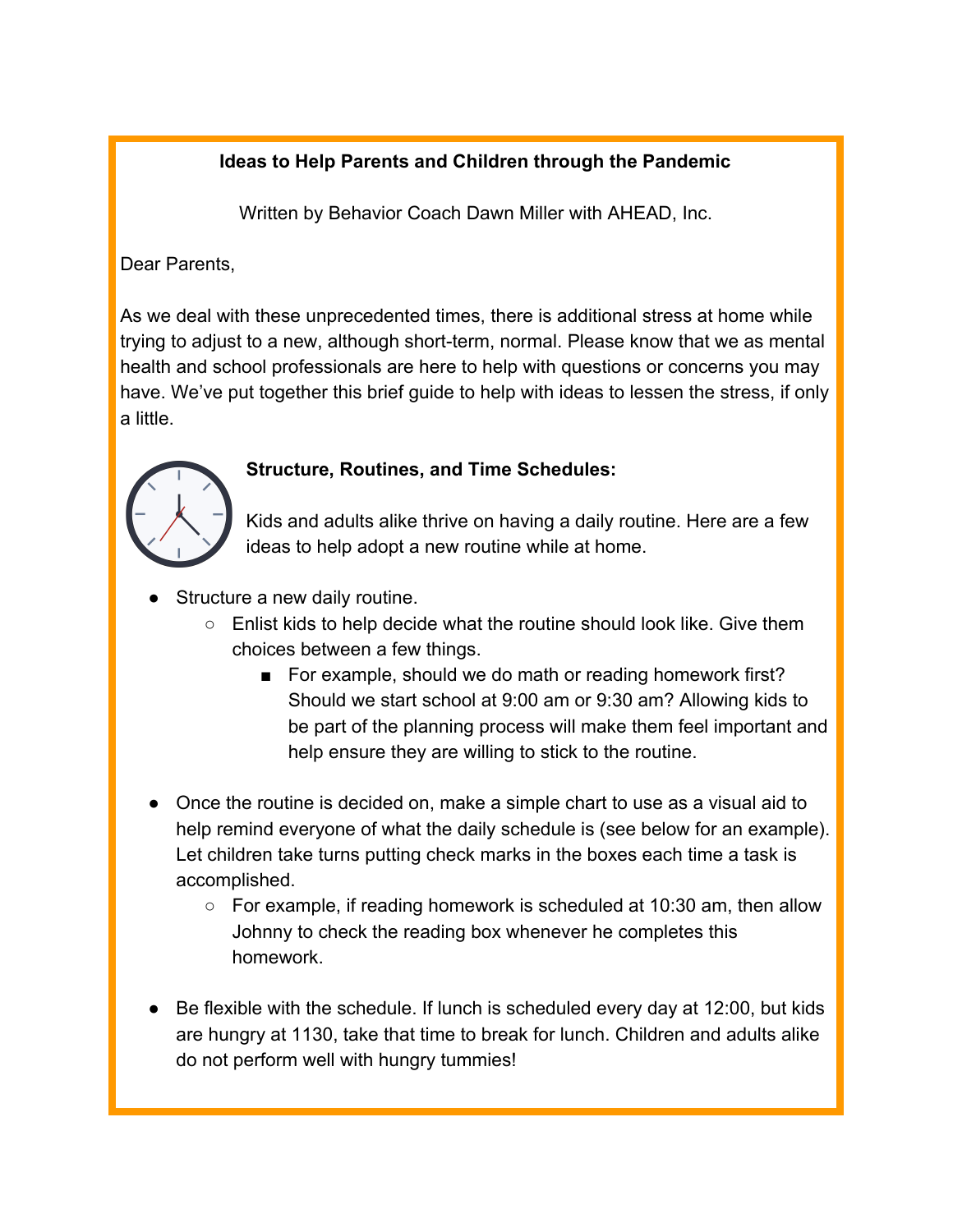**Ideas to Help Parents and Children through the Pandemic**

Written by Behavior Coach Dawn Miller with AHEAD, Inc.

Dear Parents,

As we deal with these unprecedented times, there is additional stress at home while trying to adjust to a new, although short-term, normal. Please know that we as mental health and school professionals are here to help with questions or concerns you may have. We've put together this brief guide to help with ideas to lessen the stress, if only a little.

**Structure, Routines, and Time Schedules:**

Kids and adults alike thrive on having a daily routine. Here are a few ideas to help adopt a new routine while at home.

- Structure a new daily routine.
  - Enlist kids to help decide what the routine should look like. Give them choices between a few things.
    - For example, should we do math or reading homework first? Should we start school at 9:00 am or 9:30 am? Allowing kids to be part of the planning process will make them feel important and help ensure they are willing to stick to the routine.

- Once the routine is decided on, make a simple chart to use as a visual aid to help remind everyone of what the daily schedule is (see below for an example). Let children take turns putting check marks in the boxes each time a task is accomplished.
  - For example, if reading homework is scheduled at 10:30 am, then allow Johnny to check the reading box whenever he completes this homework.

- Be flexible with the schedule. If lunch is scheduled every day at 12:00, but kids are hungry at 1130, take that time to break for lunch. Children and adults alike do not perform well with hungry tummies!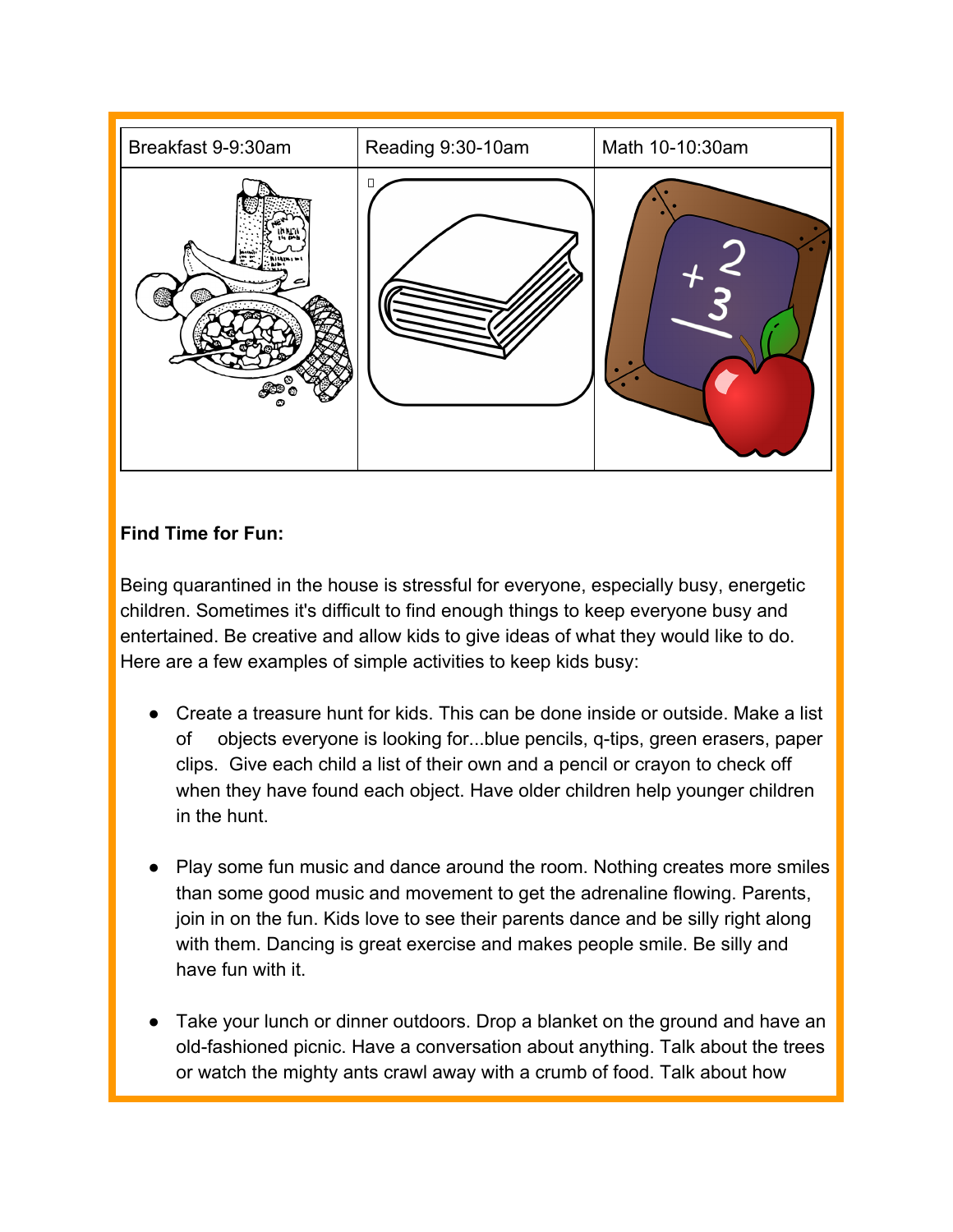| Breakfast 9-9:30am | Reading 9:30-10am | Math 10-10:30am |
|---|---|---|
| | | |

**Find Time for Fun:**

Being quarantined in the house is stressful for everyone, especially busy, energetic children. Sometimes it's difficult to find enough things to keep everyone busy and entertained. Be creative and allow kids to give ideas of what they would like to do. Here are a few examples of simple activities to keep kids busy:

- Create a treasure hunt for kids. This can be done inside or outside. Make a list of objects everyone is looking for...blue pencils, q-tips, green erasers, paper clips. Give each child a list of their own and a pencil or crayon to check off when they have found each object. Have older children help younger children in the hunt.

- Play some fun music and dance around the room. Nothing creates more smiles than some good music and movement to get the adrenaline flowing. Parents, join in on the fun. Kids love to see their parents dance and be silly right along with them. Dancing is great exercise and makes people smile. Be silly and have fun with it.

- Take your lunch or dinner outdoors. Drop a blanket on the ground and have an old-fashioned picnic. Have a conversation about anything. Talk about the trees or watch the mighty ants crawl away with a crumb of food. Talk about how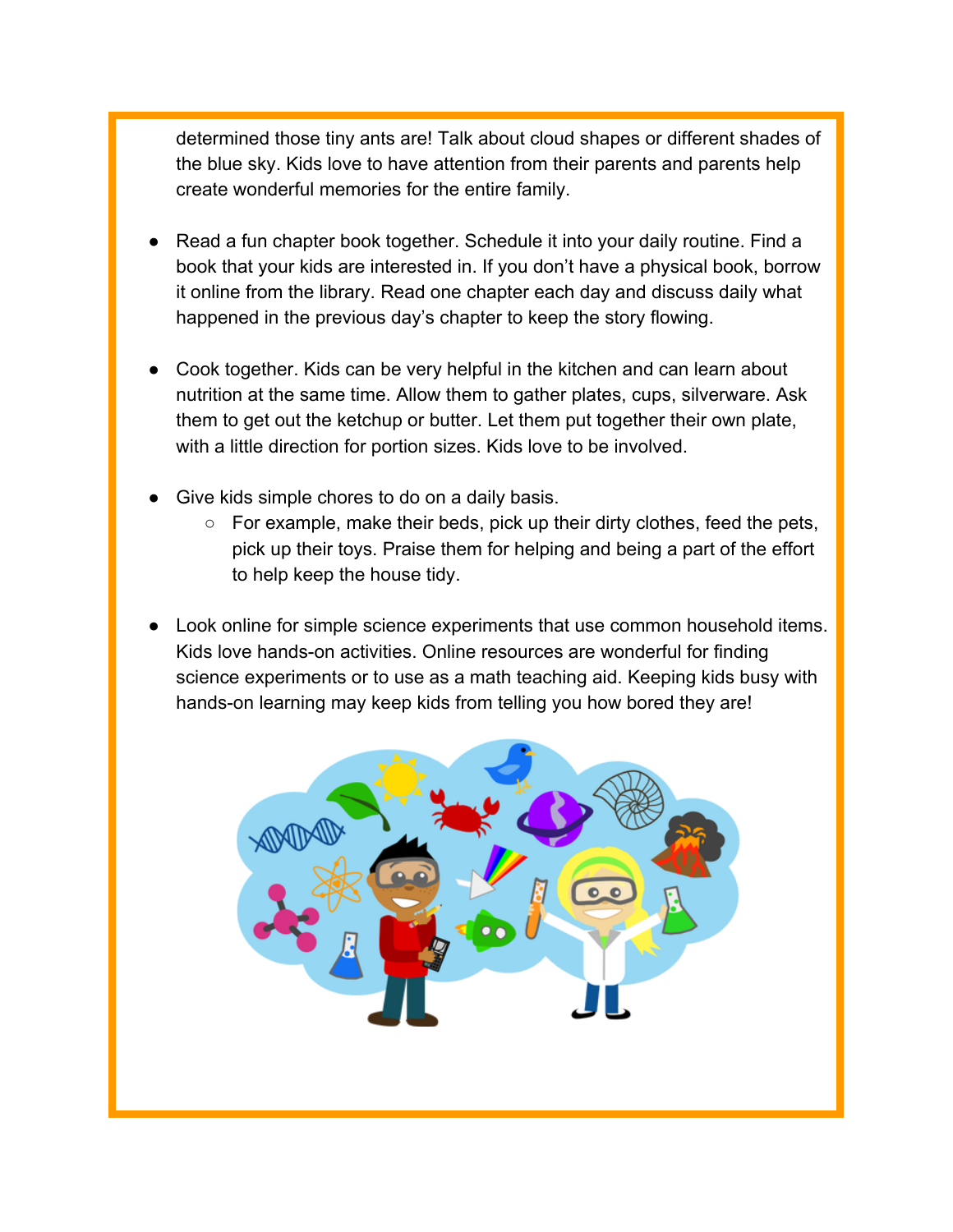determined those tiny ants are! Talk about cloud shapes or different shades of the blue sky. Kids love to have attention from their parents and parents help create wonderful memories for the entire family.

- Read a fun chapter book together. Schedule it into your daily routine. Find a book that your kids are interested in. If you don't have a physical book, borrow it online from the library. Read one chapter each day and discuss daily what happened in the previous day's chapter to keep the story flowing.

- Cook together. Kids can be very helpful in the kitchen and can learn about nutrition at the same time. Allow them to gather plates, cups, silverware. Ask them to get out the ketchup or butter. Let them put together their own plate, with a little direction for portion sizes. Kids love to be involved.

- Give kids simple chores to do on a daily basis.
  - For example, make their beds, pick up their dirty clothes, feed the pets, pick up their toys. Praise them for helping and being a part of the effort to help keep the house tidy.

- Look online for simple science experiments that use common household items. Kids love hands-on activities. Online resources are wonderful for finding science experiments or to use as a math teaching aid. Keeping kids busy with hands-on learning may keep kids from telling you how bored they are!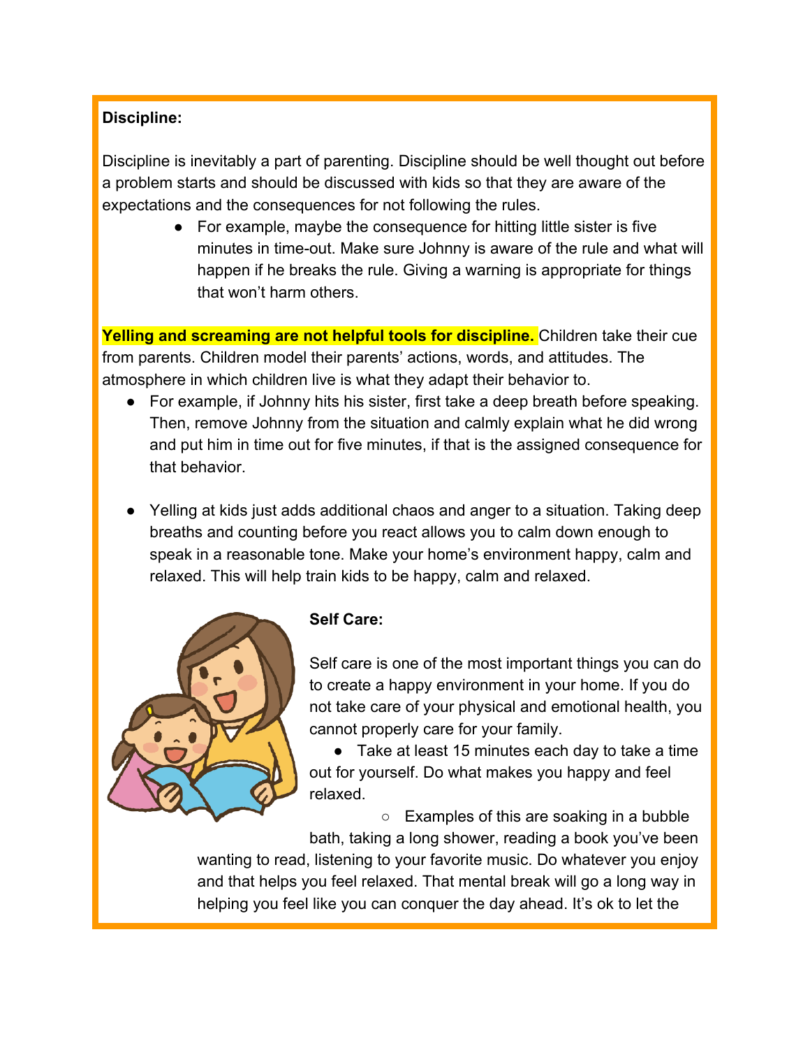**Discipline:**

Discipline is inevitably a part of parenting. Discipline should be well thought out before a problem starts and should be discussed with kids so that they are aware of the expectations and the consequences for not following the rules.

- For example, maybe the consequence for hitting little sister is five minutes in time-out. Make sure Johnny is aware of the rule and what will happen if he breaks the rule. Giving a warning is appropriate for things that won't harm others.

**Yelling and screaming are not helpful tools for discipline.** Children take their cue from parents. Children model their parents' actions, words, and attitudes. The atmosphere in which children live is what they adapt their behavior to.

- For example, if Johnny hits his sister, first take a deep breath before speaking. Then, remove Johnny from the situation and calmly explain what he did wrong and put him in time out for five minutes, if that is the assigned consequence for that behavior.

- Yelling at kids just adds additional chaos and anger to a situation. Taking deep breaths and counting before you react allows you to calm down enough to speak in a reasonable tone. Make your home's environment happy, calm and relaxed. This will help train kids to be happy, calm and relaxed.

**Self Care:**

Self care is one of the most important things you can do to create a happy environment in your home. If you do not take care of your physical and emotional health, you cannot properly care for your family.

- Take at least 15 minutes each day to take a time out for yourself. Do what makes you happy and feel relaxed.
  - Examples of this are soaking in a bubble bath, taking a long shower, reading a book you've been wanting to read, listening to your favorite music. Do whatever you enjoy and that helps you feel relaxed. That mental break will go a long way in helping you feel like you can conquer the day ahead. It's ok to let the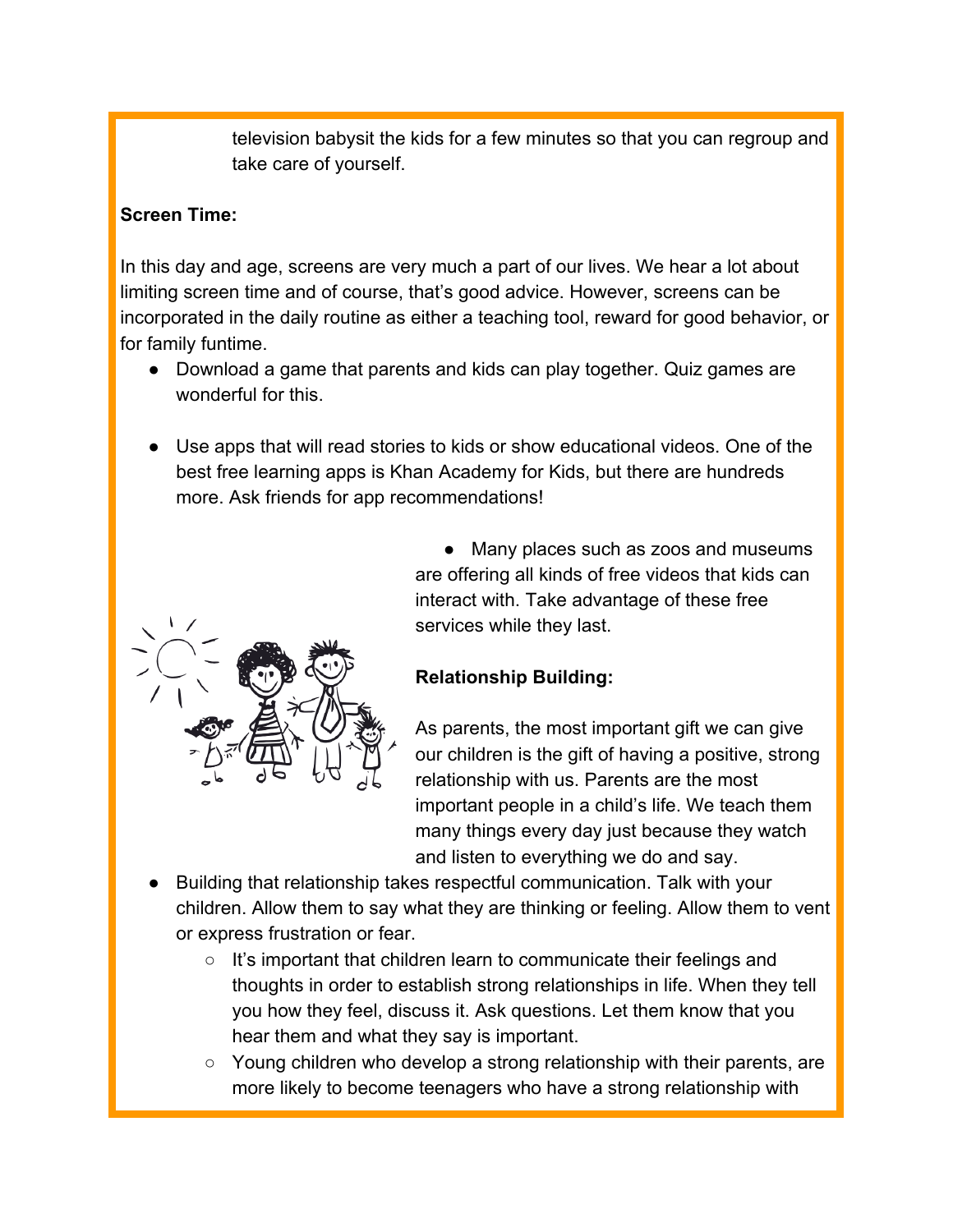television babysit the kids for a few minutes so that you can regroup and take care of yourself.

**Screen Time:**

In this day and age, screens are very much a part of our lives. We hear a lot about limiting screen time and of course, that's good advice. However, screens can be incorporated in the daily routine as either a teaching tool, reward for good behavior, or for family funtime.

- Download a game that parents and kids can play together. Quiz games are wonderful for this.

- Use apps that will read stories to kids or show educational videos. One of the best free learning apps is Khan Academy for Kids, but there are hundreds more. Ask friends for app recommendations!

- Many places such as zoos and museums are offering all kinds of free videos that kids can interact with. Take advantage of these free services while they last.

**Relationship Building:**

As parents, the most important gift we can give our children is the gift of having a positive, strong relationship with us. Parents are the most important people in a child's life. We teach them many things every day just because they watch and listen to everything we do and say.

- Building that relationship takes respectful communication. Talk with your children. Allow them to say what they are thinking or feeling. Allow them to vent or express frustration or fear.
  - It's important that children learn to communicate their feelings and thoughts in order to establish strong relationships in life. When they tell you how they feel, discuss it. Ask questions. Let them know that you hear them and what they say is important.
  - Young children who develop a strong relationship with their parents, are more likely to become teenagers who have a strong relationship with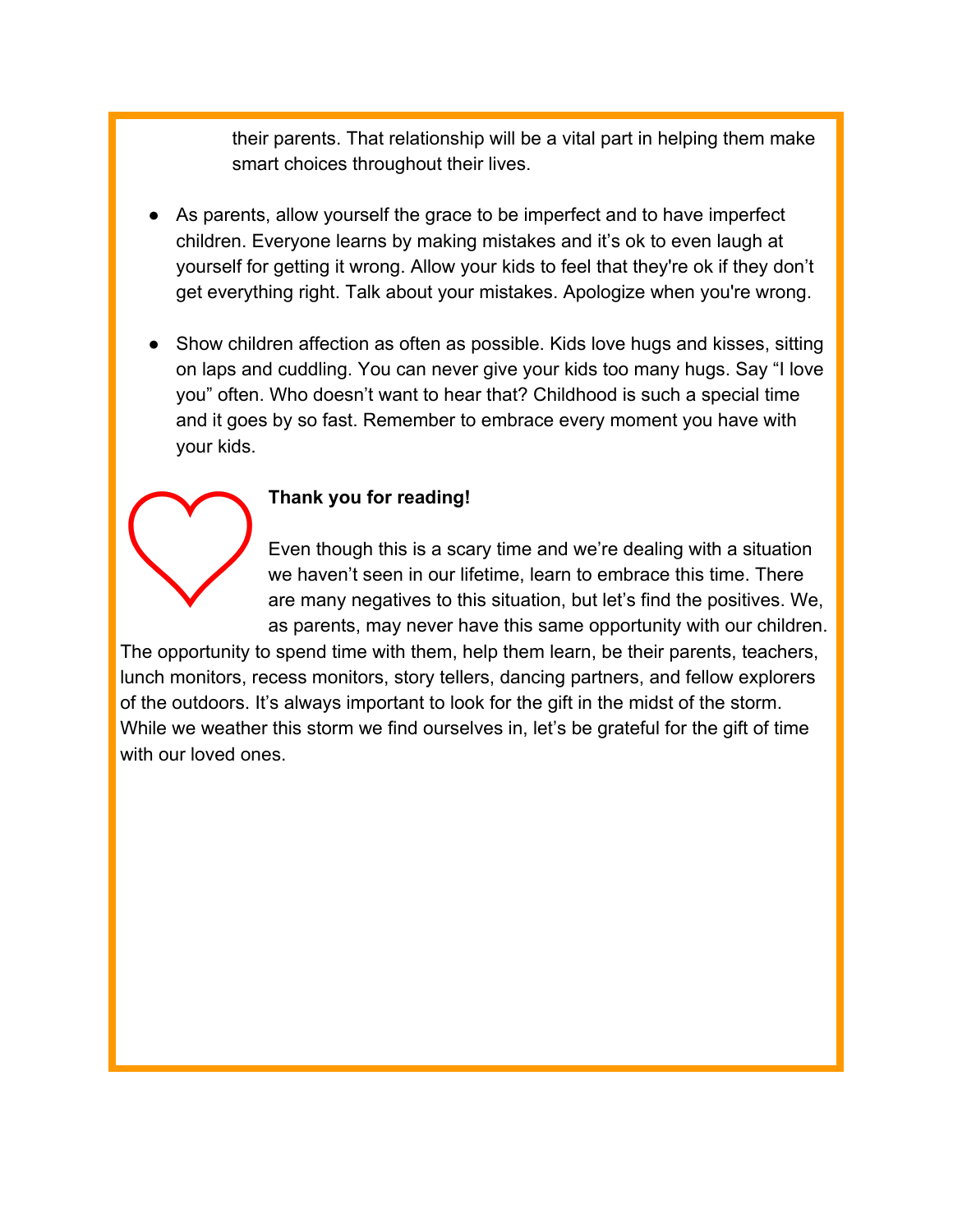their parents. That relationship will be a vital part in helping them make smart choices throughout their lives.

- As parents, allow yourself the grace to be imperfect and to have imperfect children. Everyone learns by making mistakes and it's ok to even laugh at yourself for getting it wrong. Allow your kids to feel that they're ok if they don't get everything right. Talk about your mistakes. Apologize when you're wrong.

- Show children affection as often as possible. Kids love hugs and kisses, sitting on laps and cuddling. You can never give your kids too many hugs. Say "I love you" often. Who doesn't want to hear that? Childhood is such a special time and it goes by so fast. Remember to embrace every moment you have with your kids.

**Thank you for reading!**

Even though this is a scary time and we're dealing with a situation we haven't seen in our lifetime, learn to embrace this time. There are many negatives to this situation, but let's find the positives. We, as parents, may never have this same opportunity with our children. The opportunity to spend time with them, help them learn, be their parents, teachers, lunch monitors, recess monitors, story tellers, dancing partners, and fellow explorers of the outdoors. It's always important to look for the gift in the midst of the storm. While we weather this storm we find ourselves in, let's be grateful for the gift of time with our loved ones.